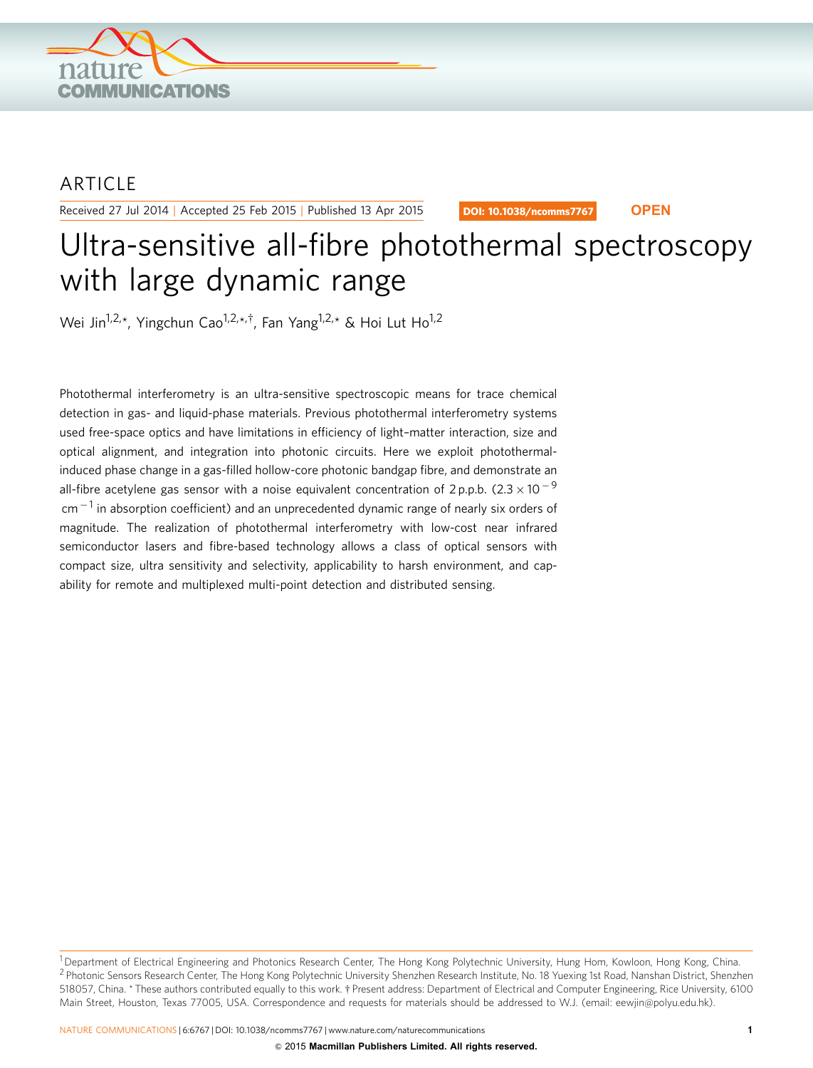ARTICLE

Received 27 Jul 2014 | Accepted 25 Feb 2015 | Published 13 Apr 2015

DOI: 10.1038/ncomms7767

OPEN

# Ultra-sensitive all-fibre photothermal spectroscopy with large dynamic range

Wei Jin[1,2,*], Yingchun Cao[1,2,*,†], Fan Yang[1,2,*] & Hoi Lut Ho[1,2]

Photothermal interferometry is an ultra-sensitive spectroscopic means for trace chemical detection in gas- and liquid-phase materials. Previous photothermal interferometry systems used free-space optics and have limitations in efficiency of light–matter interaction, size and optical alignment, and integration into photonic circuits. Here we exploit photothermal-induced phase change in a gas-filled hollow-core photonic bandgap fibre, and demonstrate an all-fibre acetylene gas sensor with a noise equivalent concentration of 2 p.p.b. ($2.3 \times 10^{-9}$ $\mathrm{cm}^{-1}$ in absorption coefficient) and an unprecedented dynamic range of nearly six orders of magnitude. The realization of photothermal interferometry with low-cost near infrared semiconductor lasers and fibre-based technology allows a class of optical sensors with compact size, ultra sensitivity and selectivity, applicability to harsh environment, and capability for remote and multiplexed multi-point detection and distributed sensing.

[1] Department of Electrical Engineering and Photonics Research Center, The Hong Kong Polytechnic University, Hung Hom, Kowloon, Hong Kong, China. [2] Photonic Sensors Research Center, The Hong Kong Polytechnic University Shenzhen Research Institute, No. 18 Yuexing 1st Road, Nanshan District, Shenzhen 518057, China. * These authors contributed equally to this work. † Present address: Department of Electrical and Computer Engineering, Rice University, 6100 Main Street, Houston, Texas 77005, USA. Correspondence and requests for materials should be addressed to W.J. (email: eewjin@polyu.edu.hk).

© 2015 Macmillan Publishers Limited. All rights reserved.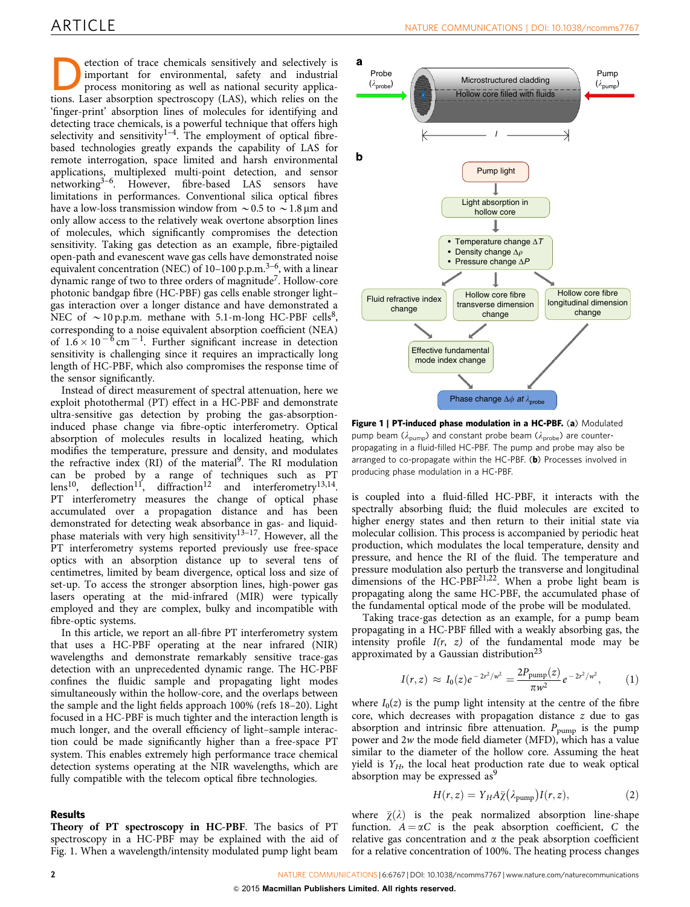Detection of trace chemicals sensitively and selectively is important for environmental, safety and industrial process monitoring as well as national security applications. Laser absorption spectroscopy (LAS), which relies on the 'finger-print' absorption lines of molecules for identifying and detecting trace chemicals, is a powerful technique that offers high selectivity and sensitivity[1–4]. The employment of optical fibre-based technologies greatly expands the capability of LAS for remote interrogation, space limited and harsh environmental applications, multiplexed multi-point detection, and sensor networking[3–6]. However, fibre-based LAS sensors have limitations in performances. Conventional silica optical fibres have a low-loss transmission window from ~0.5 to ~1.8 μm and only allow access to the relatively weak overtone absorption lines of molecules, which significantly compromises the detection sensitivity. Taking gas detection as an example, fibre-pigtailed open-path and evanescent wave gas cells have demonstrated noise equivalent concentration (NEC) of 10–100 p.p.m.[3–6], with a linear dynamic range of two to three orders of magnitude[7]. Hollow-core photonic bandgap fibre (HC-PBF) gas cells enable stronger light–gas interaction over a longer distance and have demonstrated a NEC of ~10 p.p.m. methane with 5.1-m-long HC-PBF cells[8], corresponding to a noise equivalent absorption coefficient (NEA) of $1.6\times10^{-6}\,\mathrm{cm}^{-1}$. Further significant increase in detection sensitivity is challenging since it requires an impractically long length of HC-PBF, which also compromises the response time of the sensor significantly.

Instead of direct measurement of spectral attenuation, here we exploit photothermal (PT) effect in a HC-PBF and demonstrate ultra-sensitive gas detection by probing the gas-absorption-induced phase change via fibre-optic interferometry. Optical absorption of molecules results in localized heating, which modifies the temperature, pressure and density, and modulates the refractive index (RI) of the material[9]. The RI modulation can be probed by a range of techniques such as PT lens[10], deflection[11], diffraction[12] and interferometry[13,14]. PT interferometry measures the change of optical phase accumulated over a propagation distance and has been demonstrated for detecting weak absorbance in gas- and liquid-phase materials with very high sensitivity[13–17]. However, all the PT interferometry systems reported previously use free-space optics with an absorption distance up to several tens of centimetres, limited by beam divergence, optical loss and size of set-up. To access the stronger absorption lines, high-power gas lasers operating at the mid-infrared (MIR) were typically employed and they are complex, bulky and incompatible with fibre-optic systems.

In this article, we report an all-fibre PT interferometry system that uses a HC-PBF operating at the near infrared (NIR) wavelengths and demonstrate remarkably sensitive trace-gas detection with an unprecedented dynamic range. The HC-PBF confines the fluidic sample and propagating light modes simultaneously within the hollow-core, and the overlaps between the sample and the light fields approach 100% (refs 18–20). Light focused in a HC-PBF is much tighter and the interaction length is much longer, and the overall efficiency of light–sample interaction could be made significantly higher than a free-space PT system. This enables extremely high performance trace chemical detection systems operating at the NIR wavelengths, which are fully compatible with the telecom optical fibre technologies.

## Results

**Theory of PT spectroscopy in HC-PBF.** The basics of PT spectroscopy in a HC-PBF may be explained with the aid of Fig. 1. When a wavelength/intensity modulated pump light beam is coupled into a fluid-filled HC-PBF, it interacts with the spectrally absorbing fluid; the fluid molecules are excited to higher energy states and then return to their initial state via molecular collision. This process is accompanied by periodic heat production, which modulates the local temperature, density and pressure, and hence the RI of the fluid. The temperature and pressure modulation also perturb the transverse and longitudinal dimensions of the HC-PBF[21,22]. When a probe light beam is propagating along the same HC-PBF, the accumulated phase of the fundamental optical mode of the probe will be modulated.

**Figure 1 | PT-induced phase modulation in a HC-PBF.** (**a**) Modulated pump beam ($\lambda_{\mathrm{pump}}$) and constant probe beam ($\lambda_{\mathrm{probe}}$) are counter-propagating in a fluid-filled HC-PBF. The pump and probe may also be arranged to co-propagate within the HC-PBF. (**b**) Processes involved in producing phase modulation in a HC-PBF.

Taking trace-gas detection as an example, for a pump beam propagating in a HC-PBF filled with a weakly absorbing gas, the intensity profile $I(r, z)$ of the fundamental mode may be approximated by a Gaussian distribution[23]

$$I(r,z) \approx I_0(z)e^{-2r^2/w^2} = \frac{2P_{\mathrm{pump}}(z)}{\pi w^2}e^{-2r^2/w^2}, \qquad (1)$$

where $I_0(z)$ is the pump light intensity at the centre of the fibre core, which decreases with propagation distance $z$ due to gas absorption and intrinsic fibre attenuation. $P_{\mathrm{pump}}$ is the pump power and $2w$ the mode field diameter (MFD), which has a value similar to the diameter of the hollow core. Assuming the heat yield is $Y_H$, the local heat production rate due to weak optical absorption may be expressed as[9]

$$H(r,z) = Y_H A\bar{\chi}(\lambda_{\mathrm{pump}})I(r,z), \qquad (2)$$

where $\bar{\chi}(\lambda)$ is the peak normalized absorption line-shape function. $A=\alpha C$ is the peak absorption coefficient, $C$ the relative gas concentration and $\alpha$ the peak absorption coefficient for a relative concentration of 100%. The heating process changes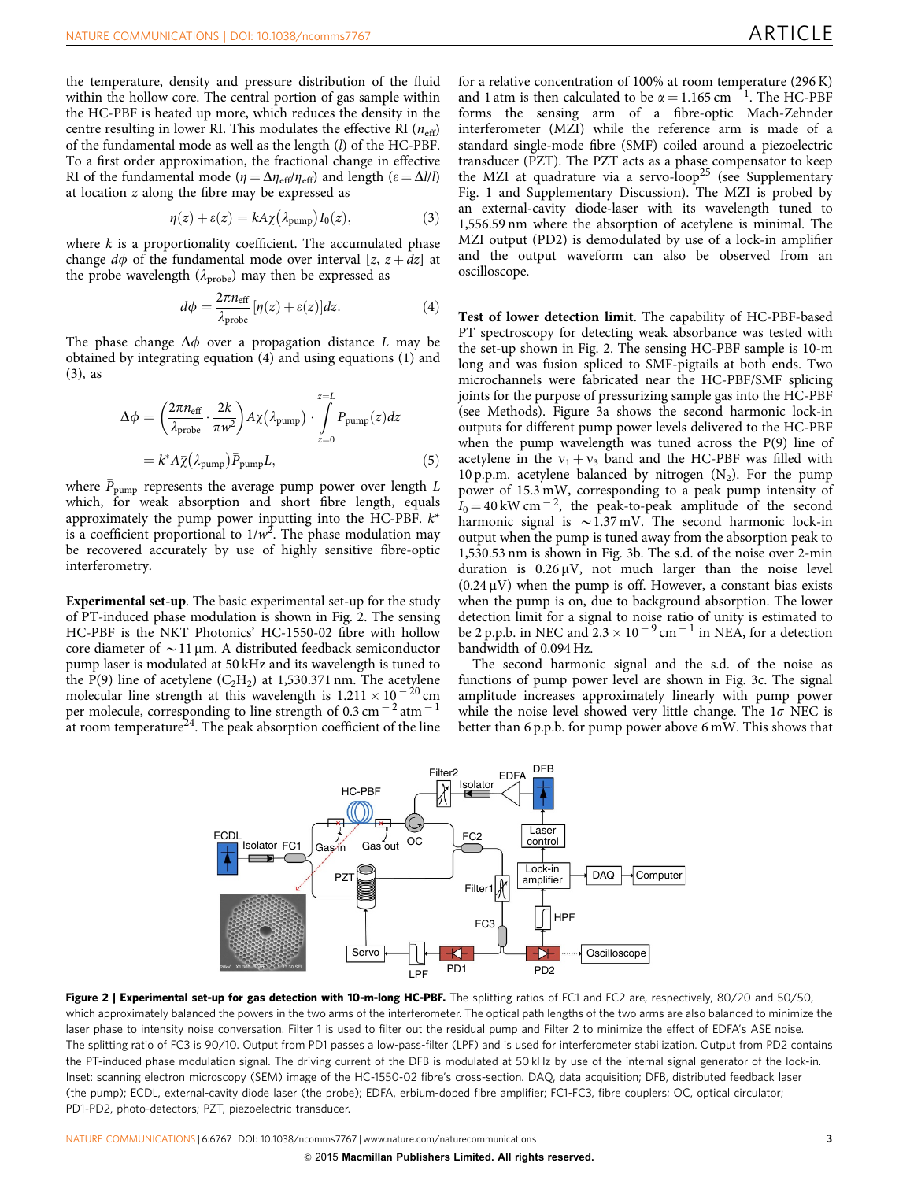the temperature, density and pressure distribution of the fluid within the hollow core. The central portion of gas sample within the HC-PBF is heated up more, which reduces the density in the centre resulting in lower RI. This modulates the effective RI ($n_{\mathrm{eff}}$) of the fundamental mode as well as the length ($l$) of the HC-PBF. To a first order approximation, the fractional change in effective RI of the fundamental mode ($\eta = \Delta\eta_{\mathrm{eff}}/\eta_{\mathrm{eff}}$) and length ($\varepsilon = \Delta l/l$) at location $z$ along the fibre may be expressed as

$$\eta(z) + \varepsilon(z) = kA\bar{\chi}(\lambda_{\mathrm{pump}})I_0(z), \tag{3}$$

where $k$ is a proportionality coefficient. The accumulated phase change $d\phi$ of the fundamental mode over interval $[z, z + dz]$ at the probe wavelength ($\lambda_{\mathrm{probe}}$) may then be expressed as

$$d\phi = \frac{2\pi n_{\mathrm{eff}}}{\lambda_{\mathrm{probe}}}[\eta(z) + \varepsilon(z)]dz. \tag{4}$$

The phase change $\Delta\phi$ over a propagation distance $L$ may be obtained by integrating equation (4) and using equations (1) and (3), as

$$\begin{aligned}\Delta\phi &= \left(\frac{2\pi n_{\mathrm{eff}}}{\lambda_{\mathrm{probe}}}\cdot\frac{2k}{\pi w^2}\right)A\bar{\chi}(\lambda_{\mathrm{pump}})\cdot\int_{z=0}^{z=L}P_{\mathrm{pump}}(z)dz \\ &= k^*A\bar{\chi}(\lambda_{\mathrm{pump}})\bar{P}_{\mathrm{pump}}L,\end{aligned} \tag{5}$$

where $\bar{P}_{\mathrm{pump}}$ represents the average pump power over length $L$ which, for weak absorption and short fibre length, equals approximately the pump power inputting into the HC-PBF. $k^*$ is a coefficient proportional to $1/w^2$. The phase modulation may be recovered accurately by use of highly sensitive fibre-optic interferometry.

**Experimental set-up**. The basic experimental set-up for the study of PT-induced phase modulation is shown in Fig. 2. The sensing HC-PBF is the NKT Photonics' HC-1550-02 fibre with hollow core diameter of ~11 μm. A distributed feedback semiconductor pump laser is modulated at 50 kHz and its wavelength is tuned to the P(9) line of acetylene ($C_2H_2$) at 1,530.371 nm. The acetylene molecular line strength at this wavelength is $1.211\times10^{-20}$ cm per molecule, corresponding to line strength of 0.3 $\mathrm{cm}^{-2}\,\mathrm{atm}^{-1}$ at room temperature[24]. The peak absorption coefficient of the line for a relative concentration of 100% at room temperature (296 K) and 1 atm is then calculated to be $\alpha = 1.165\ \mathrm{cm}^{-1}$. The HC-PBF forms the sensing arm of a fibre-optic Mach-Zehnder interferometer (MZI) while the reference arm is made of a standard single-mode fibre (SMF) coiled around a piezoelectric transducer (PZT). The PZT acts as a phase compensator to keep the MZI at quadrature via a servo-loop[25] (see Supplementary Fig. 1 and Supplementary Discussion). The MZI is probed by an external-cavity diode-laser with its wavelength tuned to 1,556.59 nm where the absorption of acetylene is minimal. The MZI output (PD2) is demodulated by use of a lock-in amplifier and the output waveform can also be observed from an oscilloscope.

**Test of lower detection limit**. The capability of HC-PBF-based PT spectroscopy for detecting weak absorbance was tested with the set-up shown in Fig. 2. The sensing HC-PBF sample is 10-m long and was fusion spliced to SMF-pigtails at both ends. Two microchannels were fabricated near the HC-PBF/SMF splicing joints for the purpose of pressurizing sample gas into the HC-PBF (see Methods). Figure 3a shows the second harmonic lock-in outputs for different pump power levels delivered to the HC-PBF when the pump wavelength was tuned across the P(9) line of acetylene in the $\nu_1 + \nu_3$ band and the HC-PBF was filled with 10 p.p.m. acetylene balanced by nitrogen ($N_2$). For the pump power of 15.3 mW, corresponding to a peak pump intensity of $I_0 = 40\ \mathrm{kW\,cm}^{-2}$, the peak-to-peak amplitude of the second harmonic signal is ~1.37 mV. The second harmonic lock-in output when the pump is tuned away from the absorption peak to 1,530.53 nm is shown in Fig. 3b. The s.d. of the noise over 2-min duration is 0.26 μV, not much larger than the noise level (0.24 μV) when the pump is off. However, a constant bias exists when the pump is on, due to background absorption. The lower detection limit for a signal to noise ratio of unity is estimated to be 2 p.p.b. in NEC and $2.3\times10^{-9}\ \mathrm{cm}^{-1}$ in NEA, for a detection bandwidth of 0.094 Hz.

The second harmonic signal and the s.d. of the noise as functions of pump power level are shown in Fig. 3c. The signal amplitude increases approximately linearly with pump power while the noise level showed very little change. The 1σ NEC is better than 6 p.p.b. for pump power above 6 mW. This shows that

**Figure 2 | Experimental set-up for gas detection with 10-m-long HC-PBF.** The splitting ratios of FC1 and FC2 are, respectively, 80/20 and 50/50, which approximately balanced the powers in the two arms of the interferometer. The optical path lengths of the two arms are also balanced to minimize the laser phase to intensity noise conversation. Filter 1 is used to filter out the residual pump and Filter 2 to minimize the effect of EDFA's ASE noise. The splitting ratio of FC3 is 90/10. Output from PD1 passes a low-pass-filter (LPF) and is used for interferometer stabilization. Output from PD2 contains the PT-induced phase modulation signal. The driving current of the DFB is modulated at 50 kHz by use of the internal signal generator of the lock-in. Inset: scanning electron microscopy (SEM) image of the HC-1550-02 fibre's cross-section. DAQ, data acquisition; DFB, distributed feedback laser (the pump); ECDL, external-cavity diode laser (the probe); EDFA, erbium-doped fibre amplifier; FC1-FC3, fibre couplers; OC, optical circulator; PD1-PD2, photo-detectors; PZT, piezoelectric transducer.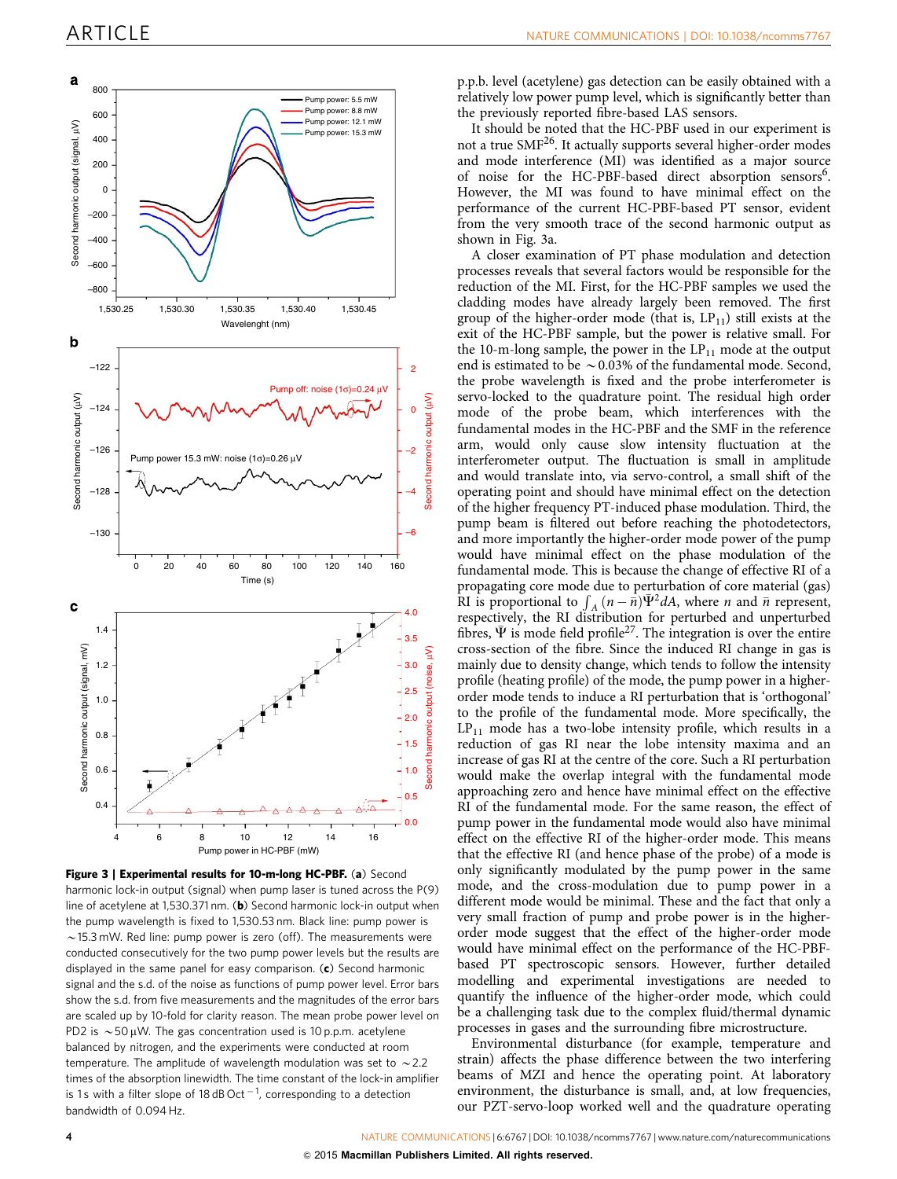**Figure 3 | Experimental results for 10-m-long HC-PBF.** (**a**) Second harmonic lock-in output (signal) when pump laser is tuned across the P(9) line of acetylene at 1,530.371 nm. (**b**) Second harmonic lock-in output when the pump wavelength is fixed to 1,530.53 nm. Black line: pump power is ~15.3 mW. Red line: pump power is zero (off). The measurements were conducted consecutively for the two pump power levels but the results are displayed in the same panel for easy comparison. (**c**) Second harmonic signal and the s.d. of the noise as functions of pump power level. Error bars show the s.d. from five measurements and the magnitudes of the error bars are scaled up by 10-fold for clarity reason. The mean probe power level on PD2 is ~50 μW. The gas concentration used is 10 p.p.m. acetylene balanced by nitrogen, and the experiments were conducted at room temperature. The amplitude of wavelength modulation was set to ~2.2 times of the absorption linewidth. The time constant of the lock-in amplifier is 1 s with a filter slope of 18 dB Oct$^{-1}$, corresponding to a detection bandwidth of 0.094 Hz.

p.p.b. level (acetylene) gas detection can be easily obtained with a relatively low power pump level, which is significantly better than the previously reported fibre-based LAS sensors.

It should be noted that the HC-PBF used in our experiment is not a true SMF[26]. It actually supports several higher-order modes and mode interference (MI) was identified as a major source of noise for the HC-PBF-based direct absorption sensors[6]. However, the MI was found to have minimal effect on the performance of the current HC-PBF-based PT sensor, evident from the very smooth trace of the second harmonic output as shown in Fig. 3a.

A closer examination of PT phase modulation and detection processes reveals that several factors would be responsible for the reduction of the MI. First, for the HC-PBF samples we used the cladding modes have already largely been removed. The first group of the higher-order mode (that is, $LP_{11}$) still exists at the exit of the HC-PBF sample, but the power is relative small. For the 10-m-long sample, the power in the $LP_{11}$ mode at the output end is estimated to be ~0.03% of the fundamental mode. Second, the probe wavelength is fixed and the probe interferometer is servo-locked to the quadrature point. The residual high order mode of the probe beam, which interferences with the fundamental modes in the HC-PBF and the SMF in the reference arm, would only cause slow intensity fluctuation at the interferometer output. The fluctuation is small in amplitude and would translate into, via servo-control, a small shift of the operating point and should have minimal effect on the detection of the higher frequency PT-induced phase modulation. Third, the pump beam is filtered out before reaching the photodetectors, and more importantly the higher-order mode power of the pump would have minimal effect on the phase modulation of the fundamental mode. This is because the change of effective RI of a propagating core mode due to perturbation of core material (gas) RI is proportional to $\int_A (n-\bar{n})\bar{\Psi}^2 dA$, where $n$ and $\bar{n}$ represent, respectively, the RI distribution for perturbed and unperturbed fibres, $\bar{\Psi}$ is mode field profile[27]. The integration is over the entire cross-section of the fibre. Since the induced RI change in gas is mainly due to density change, which tends to follow the intensity profile (heating profile) of the mode, the pump power in a higher-order mode tends to induce a RI perturbation that is 'orthogonal' to the profile of the fundamental mode. More specifically, the $LP_{11}$ mode has a two-lobe intensity profile, which results in a reduction of gas RI near the lobe intensity maxima and an increase of gas RI at the centre of the core. Such a RI perturbation would make the overlap integral with the fundamental mode approaching zero and hence have minimal effect on the effective RI of the fundamental mode. For the same reason, the effect of pump power in the fundamental mode would also have minimal effect on the effective RI of the higher-order mode. This means that the effective RI (and hence phase of the probe) of a mode is only significantly modulated by the pump power in the same mode, and the cross-modulation due to pump power in a different mode would be minimal. These and the fact that only a very small fraction of pump and probe power is in the higher-order mode suggest that the effect of the higher-order mode would have minimal effect on the performance of the HC-PBF-based PT spectroscopic sensors. However, further detailed modelling and experimental investigations are needed to quantify the influence of the higher-order mode, which could be a challenging task due to the complex fluid/thermal dynamic processes in gases and the surrounding fibre microstructure.

Environmental disturbance (for example, temperature and strain) affects the phase difference between the two interfering beams of MZI and hence the operating point. At laboratory environment, the disturbance is small, and, at low frequencies, our PZT-servo-loop worked well and the quadrature operating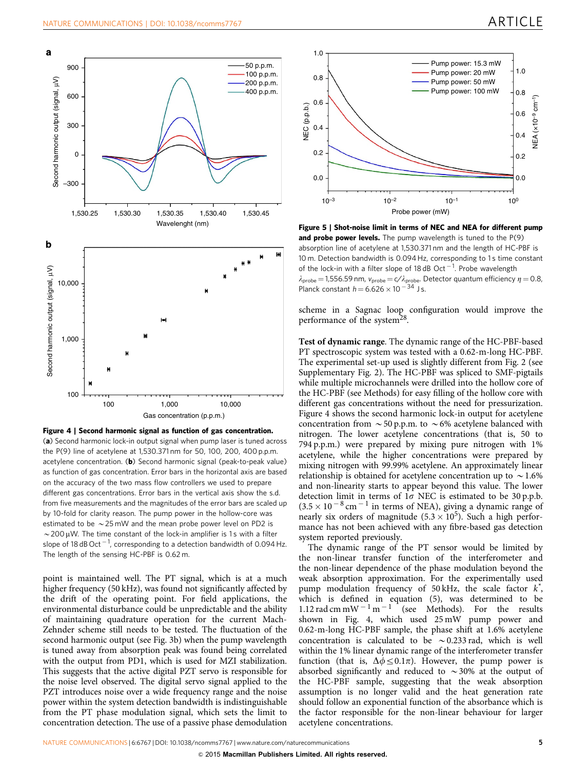**Figure 4 | Second harmonic signal as function of gas concentration.** (**a**) Second harmonic lock-in output signal when pump laser is tuned across the P(9) line of acetylene at 1,530.371 nm for 50, 100, 200, 400 p.p.m. acetylene concentration. (**b**) Second harmonic signal (peak-to-peak value) as function of gas concentration. Error bars in the horizontal axis are based on the accuracy of the two mass flow controllers we used to prepare different gas concentrations. Error bars in the vertical axis show the s.d. from five measurements and the magnitudes of the error bars are scaled up by 10-fold for clarity reason. The pump power in the hollow-core was estimated to be ~25 mW and the mean probe power level on PD2 is ~200 μW. The time constant of the lock-in amplifier is 1 s with a filter slope of 18 dB Oct$^{-1}$, corresponding to a detection bandwidth of 0.094 Hz. The length of the sensing HC-PBF is 0.62 m.

point is maintained well. The PT signal, which is at a much higher frequency (50 kHz), was found not significantly affected by the drift of the operating point. For field applications, the environmental disturbance could be unpredictable and the ability of maintaining quadrature operation for the current Mach-Zehnder scheme still needs to be tested. The fluctuation of the second harmonic output (see Fig. 3b) when the pump wavelength is tuned away from absorption peak was found being correlated with the output from PD1, which is used for MZI stabilization. This suggests that the active digital PZT servo is responsible for the noise level observed. The digital servo signal applied to the PZT introduces noise over a wide frequency range and the noise power within the system detection bandwidth is indistinguishable from the PT phase modulation signal, which sets the limit to concentration detection. The use of a passive phase demodulation scheme in a Sagnac loop configuration would improve the performance of the system[28].

**Figure 5 | Shot-noise limit in terms of NEC and NEA for different pump and probe power levels.** The pump wavelength is tuned to the P(9) absorption line of acetylene at 1,530.371 nm and the length of HC-PBF is 10 m. Detection bandwidth is 0.094 Hz, corresponding to 1 s time constant of the lock-in with a filter slope of 18 dB Oct$^{-1}$. Probe wavelength $\lambda_{probe}$ = 1,556.59 nm, $\nu_{probe} = c/\lambda_{probe}$. Detector quantum efficiency $\eta = 0.8$, Planck constant $h = 6.626 \times 10^{-34}$ J s.

**Test of dynamic range**. The dynamic range of the HC-PBF-based PT spectroscopic system was tested with a 0.62-m-long HC-PBF. The experimental set-up used is slightly different from Fig. 2 (see Supplementary Fig. 2). The HC-PBF was spliced to SMF-pigtails while multiple microchannels were drilled into the hollow core of the HC-PBF (see Methods) for easy filling of the hollow core with different gas concentrations without the need for pressurization. Figure 4 shows the second harmonic lock-in output for acetylene concentration from ~50 p.p.m. to ~6% acetylene balanced with nitrogen. The lower acetylene concentrations (that is, 50 to 794 p.p.m.) were prepared by mixing pure nitrogen with 1% acetylene, while the higher concentrations were prepared by mixing nitrogen with 99.99% acetylene. An approximately linear relationship is obtained for acetylene concentration up to ~1.6% and non-linearity starts to appear beyond this value. The lower detection limit in terms of 1$\sigma$ NEC is estimated to be 30 p.p.b. ($3.5 \times 10^{-8}$ cm$^{-1}$ in terms of NEA), giving a dynamic range of nearly six orders of magnitude ($5.3 \times 10^{5}$). Such a high performance has not been achieved with any fibre-based gas detection system reported previously.

The dynamic range of the PT sensor would be limited by the non-linear transfer function of the interferometer and the non-linear dependence of the phase modulation beyond the weak absorption approximation. For the experimentally used pump modulation frequency of 50 kHz, the scale factor $k^{*}$, which is defined in equation (5), was determined to be 1.12 rad cm mW$^{-1}$ m$^{-1}$ (see Methods). For the results shown in Fig. 4, which used 25 mW pump power and 0.62-m-long HC-PBF sample, the phase shift at 1.6% acetylene concentration is calculated to be ~0.233 rad, which is well within the 1% linear dynamic range of the interferometer transfer function (that is, $\Delta\phi \leq 0.1\pi$). However, the pump power is absorbed significantly and reduced to ~30% at the output of the HC-PBF sample, suggesting that the weak absorption assumption is no longer valid and the heat generation rate should follow an exponential function of the absorbance which is the factor responsible for the non-linear behaviour for larger acetylene concentrations.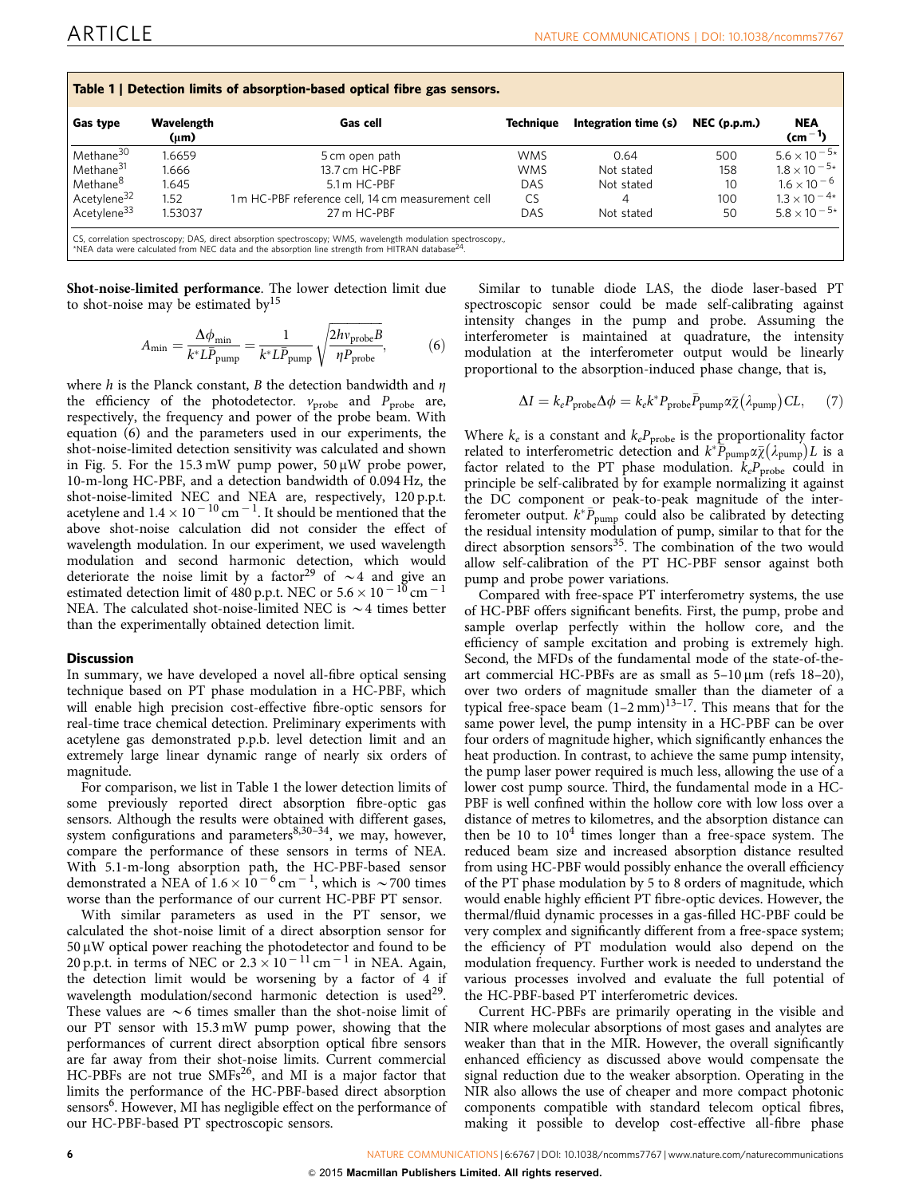**Table 1 | Detection limits of absorption-based optical fibre gas sensors.**

| Gas type | Wavelength (μm) | Gas cell | Technique | Integration time (s) | NEC (p.p.m.) | NEA ($cm^{-1}$) |
|---|---|---|---|---|---|---|
| Methane[30] | 1.6659 | 5 cm open path | WMS | 0.64 | 500 | $5.6 \times 10^{-5}$* |
| Methane[31] | 1.666 | 13.7 cm HC-PBF | WMS | Not stated | 158 | $1.8 \times 10^{-5}$* |
| Methane[8] | 1.645 | 5.1 m HC-PBF | DAS | Not stated | 10 | $1.6 \times 10^{-6}$ |
| Acetylene[32] | 1.52 | 1 m HC-PBF reference cell, 14 cm measurement cell | CS | 4 | 100 | $1.3 \times 10^{-4}$* |
| Acetylene[33] | 1.53037 | 27 m HC-PBF | DAS | Not stated | 50 | $5.8 \times 10^{-5}$* |

CS, correlation spectroscopy; DAS, direct absorption spectroscopy; WMS, wavelength modulation spectroscopy.,
*NEA data were calculated from NEC data and the absorption line strength from HITRAN database[24].

**Shot-noise-limited performance**. The lower detection limit due to shot-noise may be estimated by[15]

$$A_{\min} = \frac{\Delta\phi_{\min}}{k^* L \bar{P}_{\text{pump}}} = \frac{1}{k^* L \bar{P}_{\text{pump}}} \sqrt{\frac{2h\nu_{\text{probe}} B}{\eta P_{\text{probe}}}}, \qquad (6)$$

where $h$ is the Planck constant, $B$ the detection bandwidth and $\eta$ the efficiency of the photodetector. $\nu_{\text{probe}}$ and $P_{\text{probe}}$ are, respectively, the frequency and power of the probe beam. With equation (6) and the parameters used in our experiments, the shot-noise-limited detection sensitivity was calculated and shown in Fig. 5. For the 15.3 mW pump power, 50 μW probe power, 10-m-long HC-PBF, and a detection bandwidth of 0.094 Hz, the shot-noise-limited NEC and NEA are, respectively, 120 p.p.t. acetylene and $1.4 \times 10^{-10}$ cm$^{-1}$. It should be mentioned that the above shot-noise calculation did not consider the effect of wavelength modulation. In our experiment, we used wavelength modulation and second harmonic detection, which would deteriorate the noise limit by a factor[29] of ~4 and give an estimated detection limit of 480 p.p.t. NEC or $5.6 \times 10^{-10}$ cm$^{-1}$ NEA. The calculated shot-noise-limited NEC is ~4 times better than the experimentally obtained detection limit.

## Discussion

In summary, we have developed a novel all-fibre optical sensing technique based on PT phase modulation in a HC-PBF, which will enable high precision cost-effective fibre-optic sensors for real-time trace chemical detection. Preliminary experiments with acetylene gas demonstrated p.p.b. level detection limit and an extremely large linear dynamic range of nearly six orders of magnitude.

For comparison, we list in Table 1 the lower detection limits of some previously reported direct absorption fibre-optic gas sensors. Although the results were obtained with different gases, system configurations and parameters[8,30–34], we may, however, compare the performance of these sensors in terms of NEA. With 5.1-m-long absorption path, the HC-PBF-based sensor demonstrated a NEA of $1.6 \times 10^{-6}$ cm$^{-1}$, which is ~700 times worse than the performance of our current HC-PBF PT sensor.

With similar parameters as used in the PT sensor, we calculated the shot-noise limit of a direct absorption sensor for 50 μW optical power reaching the photodetector and found to be 20 p.p.t. in terms of NEC or $2.3 \times 10^{-11}$ cm$^{-1}$ in NEA. Again, the detection limit would be worsening by a factor of 4 if wavelength modulation/second harmonic detection is used[29]. These values are ~6 times smaller than the shot-noise limit of our PT sensor with 15.3 mW pump power, showing that the performances of current direct absorption optical fibre sensors are far away from their shot-noise limits. Current commercial HC-PBFs are not true SMFs[26], and MI is a major factor that limits the performance of the HC-PBF-based direct absorption sensors[6]. However, MI has negligible effect on the performance of our HC-PBF-based PT spectroscopic sensors.

Similar to tunable diode LAS, the diode laser-based PT spectroscopic sensor could be made self-calibrating against intensity changes in the pump and probe. Assuming the interferometer is maintained at quadrature, the intensity modulation at the interferometer output would be linearly proportional to the absorption-induced phase change, that is,

$$\Delta I = k_e P_{\text{probe}} \Delta\phi = k_e k^* P_{\text{probe}} \bar{P}_{\text{pump}} \alpha \bar{\chi}(\lambda_{\text{pump}}) CL, \qquad (7)$$

Where $k_e$ is a constant and $k_e P_{\text{probe}}$ is the proportionality factor related to interferometric detection and $k^* \bar{P}_{\text{pump}} \alpha \bar{\chi}(\lambda_{\text{pump}}) L$ is a factor related to the PT phase modulation. $k_e P_{\text{probe}}$ could in principle be self-calibrated by for example normalizing it against the DC component or peak-to-peak magnitude of the interferometer output. $k^* \bar{P}_{\text{pump}}$ could also be calibrated by detecting the residual intensity modulation of pump, similar to that for the direct absorption sensors[35]. The combination of the two would allow self-calibration of the PT HC-PBF sensor against both pump and probe power variations.

Compared with free-space PT interferometry systems, the use of HC-PBF offers significant benefits. First, the pump, probe and sample overlap perfectly within the hollow core, and the efficiency of sample excitation and probing is extremely high. Second, the MFDs of the fundamental mode of the state-of-the-art commercial HC-PBFs are as small as 5–10 μm (refs 18–20), over two orders of magnitude smaller than the diameter of a typical free-space beam (1–2 mm)[13–17]. This means that for the same power level, the pump intensity in a HC-PBF can be over four orders of magnitude higher, which significantly enhances the heat production. In contrast, to achieve the same pump intensity, the pump laser power required is much less, allowing the use of a lower cost pump source. Third, the fundamental mode in a HC-PBF is well confined within the hollow core with low loss over a distance of metres to kilometres, and the absorption distance can then be 10 to $10^4$ times longer than a free-space system. The reduced beam size and increased absorption distance resulted from using HC-PBF would possibly enhance the overall efficiency of the PT phase modulation by 5 to 8 orders of magnitude, which would enable highly efficient PT fibre-optic devices. However, the thermal/fluid dynamic processes in a gas-filled HC-PBF could be very complex and significantly different from a free-space system; the efficiency of PT modulation would also depend on the modulation frequency. Further work is needed to understand the various processes involved and evaluate the full potential of the HC-PBF-based PT interferometric devices.

Current HC-PBFs are primarily operating in the visible and NIR where molecular absorptions of most gases and analytes are weaker than that in the MIR. However, the overall significantly enhanced efficiency as discussed above would compensate the signal reduction due to the weaker absorption. Operating in the NIR also allows the use of cheaper and more compact photonic components compatible with standard telecom optical fibres, making it possible to develop cost-effective all-fibre phase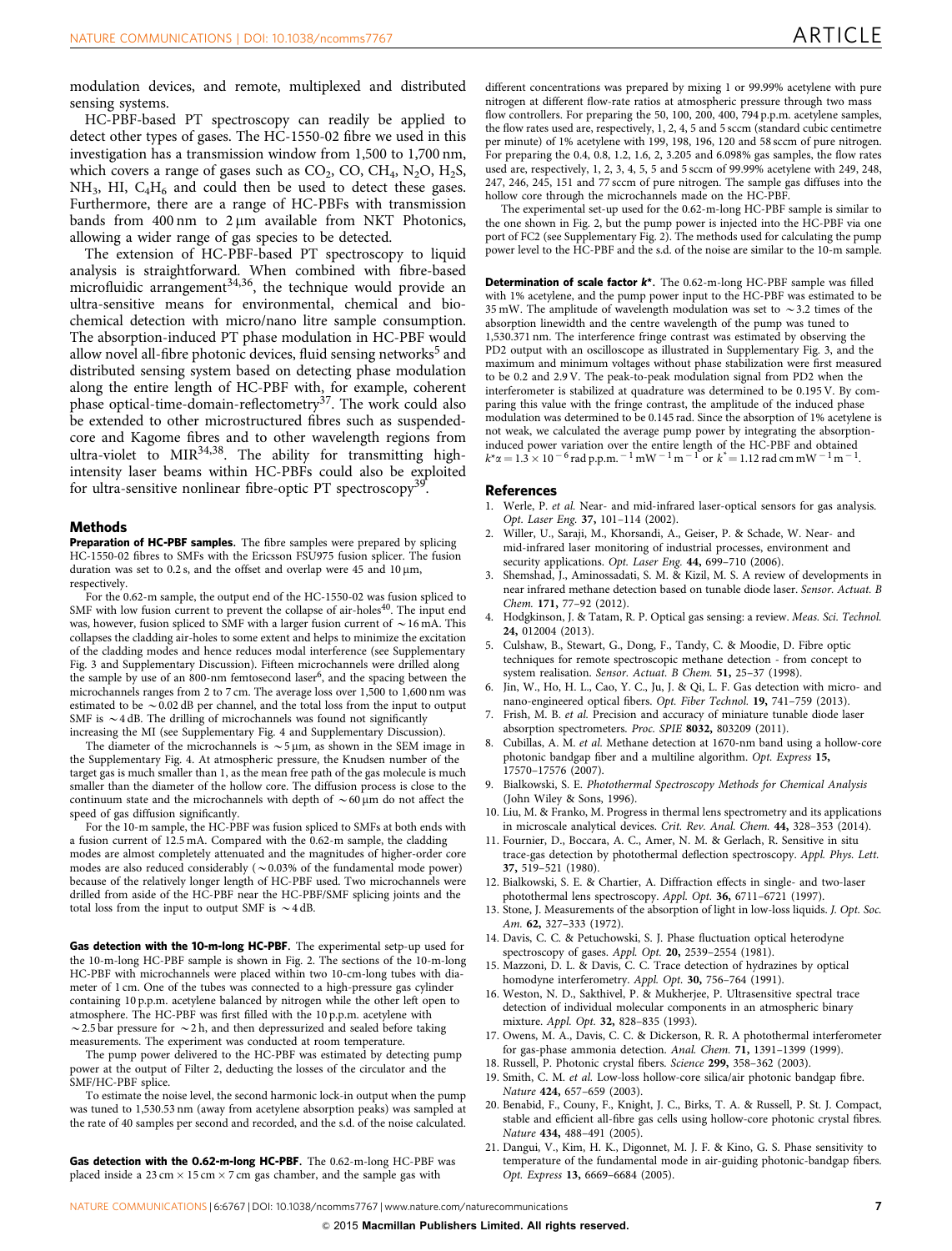modulation devices, and remote, multiplexed and distributed sensing systems.

HC-PBF-based PT spectroscopy can readily be applied to detect other types of gases. The HC-1550-02 fibre we used in this investigation has a transmission window from 1,500 to 1,700 nm, which covers a range of gases such as $CO_2$, CO, $CH_4$, $N_2O$, $H_2S$, $NH_3$, HI, $C_4H_6$ and could then be used to detect these gases. Furthermore, there are a range of HC-PBFs with transmission bands from 400 nm to 2 µm available from NKT Photonics, allowing a wider range of gas species to be detected.

The extension of HC-PBF-based PT spectroscopy to liquid analysis is straightforward. When combined with fibre-based microfluidic arrangement[34,36], the technique would provide an ultra-sensitive means for environmental, chemical and biochemical detection with micro/nano litre sample consumption. The absorption-induced PT phase modulation in HC-PBF would allow novel all-fibre photonic devices, fluid sensing networks[5] and distributed sensing system based on detecting phase modulation along the entire length of HC-PBF with, for example, coherent phase optical-time-domain-reflectometry[37]. The work could also be extended to other microstructured fibres such as suspended-core and Kagome fibres and to other wavelength regions from ultra-violet to MIR[34,38]. The ability for transmitting high-intensity laser beams within HC-PBFs could also be exploited for ultra-sensitive nonlinear fibre-optic PT spectroscopy[39].

## Methods

**Preparation of HC-PBF samples.** The fibre samples were prepared by splicing HC-1550-02 fibres to SMFs with the Ericsson FSU975 fusion splicer. The fusion duration was set to 0.2 s, and the offset and overlap were 45 and 10 µm, respectively.

For the 0.62-m sample, the output end of the HC-1550-02 was fusion spliced to SMF with low fusion current to prevent the collapse of air-holes[40]. The input end was, however, fusion spliced to SMF with a larger fusion current of ~16 mA. This collapses the cladding air-holes to some extent and helps to minimize the excitation of the cladding modes and hence reduces modal interference (see Supplementary Fig. 3 and Supplementary Discussion). Fifteen microchannels were drilled along the sample by use of an 800-nm femtosecond laser[6], and the spacing between the microchannels ranges from 2 to 7 cm. The average loss over 1,500 to 1,600 nm was estimated to be ~0.02 dB per channel, and the total loss from the input to output SMF is ~4 dB. The drilling of microchannels was found not significantly increasing the MI (see Supplementary Fig. 4 and Supplementary Discussion).

The diameter of the microchannels is ~5 µm, as shown in the SEM image in the Supplementary Fig. 4. At atmospheric pressure, the Knudsen number of the target gas is much smaller than 1, as the mean free path of the gas molecule is much smaller than the diameter of the hollow core. The diffusion process is close to the continuum state and the microchannels with depth of ~60 µm do not affect the speed of gas diffusion significantly.

For the 10-m sample, the HC-PBF was fusion spliced to SMFs at both ends with a fusion current of 12.5 mA. Compared with the 0.62-m sample, the cladding modes are almost completely attenuated and the magnitudes of higher-order core modes are also reduced considerably (~0.03% of the fundamental mode power) because of the relatively longer length of HC-PBF used. Two microchannels were drilled from aside of the HC-PBF near the HC-PBF/SMF splicing joints and the total loss from the input to output SMF is ~4 dB.

**Gas detection with the 10-m-long HC-PBF.** The experimental setup used for the 10-m-long HC-PBF sample is shown in Fig. 2. The sections of the 10-m-long HC-PBF with microchannels were placed within two 10-cm-long tubes with diameter of 1 cm. One of the tubes was connected to a high-pressure gas cylinder containing 10 p.p.m. acetylene balanced by nitrogen while the other left open to atmosphere. The HC-PBF was first filled with the 10 p.p.m. acetylene with ~2.5 bar pressure for ~2 h, and then depressurized and sealed before taking measurements. The experiment was conducted at room temperature.

The pump power delivered to the HC-PBF was estimated by detecting pump power at the output of Filter 2, deducting the losses of the circulator and the SMF/HC-PBF splice.

To estimate the noise level, the second harmonic lock-in output when the pump was tuned to 1,530.53 nm (away from acetylene absorption peaks) was sampled at the rate of 40 samples per second and recorded, and the s.d. of the noise calculated.

**Gas detection with the 0.62-m-long HC-PBF.** The 0.62-m-long HC-PBF was placed inside a 23 cm × 15 cm × 7 cm gas chamber, and the sample gas with different concentrations was prepared by mixing 1 or 99.99% acetylene with pure nitrogen at different flow-rate ratios at atmospheric pressure through two mass flow controllers. For preparing the 50, 100, 200, 400, 794 p.p.m. acetylene samples, the flow rates used are, respectively, 1, 2, 4, 5 and 5 sccm (standard cubic centimetre per minute) of 1% acetylene with 199, 198, 196, 120 and 58 sccm of pure nitrogen. For preparing the 0.4, 0.8, 1.2, 1.6, 2, 3.205 and 6.098% gas samples, the flow rates used are, respectively, 1, 2, 3, 4, 5, 5 and 5 sccm of 99.99% acetylene with 249, 248, 247, 246, 245, 151 and 77 sccm of pure nitrogen. The sample gas diffuses into the hollow core through the microchannels made on the HC-PBF.

The experimental set-up used for the 0.62-m-long HC-PBF sample is similar to the one shown in Fig. 2, but the pump power is injected into the HC-PBF via one port of FC2 (see Supplementary Fig. 2). The methods used for calculating the pump power level to the HC-PBF and the s.d. of the noise are similar to the 10-m sample.

**Determination of scale factor $k^*$.** The 0.62-m-long HC-PBF sample was filled with 1% acetylene, and the pump power input to the HC-PBF was estimated to be 35 mW. The amplitude of wavelength modulation was set to ~3.2 times of the absorption linewidth and the centre wavelength of the pump was tuned to 1,530.371 nm. The interference fringe contrast was estimated by observing the PD2 output with an oscilloscope as illustrated in Supplementary Fig. 3, and the maximum and minimum voltages without phase stabilization were first measured to be 0.2 and 2.9 V. The peak-to-peak modulation signal from PD2 when the interferometer is stabilized at quadrature was determined to be 0.195 V. By comparing this value with the fringe contrast, the amplitude of the induced phase modulation was determined to be 0.145 rad. Since the absorption of 1% acetylene is not weak, we calculated the average pump power by integrating the absorption-induced power variation over the entire length of the HC-PBF and obtained $k^*\alpha = 1.3 \times 10^{-6}$ rad p.p.m.$^{-1}$ mW$^{-1}$ m$^{-1}$ or $k^* = 1.12$ rad cm mW$^{-1}$ m$^{-1}$.

## References

1. Werle, P. *et al.* Near- and mid-infrared laser-optical sensors for gas analysis. *Opt. Laser Eng.* **37,** 101–114 (2002).
2. Willer, U., Saraji, M., Khorsandi, A., Geiser, P. & Schade, W. Near- and mid-infrared laser monitoring of industrial processes, environment and security applications. *Opt. Laser Eng.* **44,** 699–710 (2006).
3. Shemshad, J., Aminossadati, S. M. & Kizil, M. S. A review of developments in near infrared methane detection based on tunable diode laser. *Sensor. Actuat. B Chem.* **171,** 77–92 (2012).
4. Hodgkinson, J. & Tatam, R. P. Optical gas sensing: a review. *Meas. Sci. Technol.* **24,** 012004 (2013).
5. Culshaw, B., Stewart, G., Dong, F., Tandy, C. & Moodie, D. Fibre optic techniques for remote spectroscopic methane detection - from concept to system realisation. *Sensor. Actuat. B Chem.* **51,** 25–37 (1998).
6. Jin, W., Ho, H. L., Cao, Y. C., Ju, J. & Qi, L. F. Gas detection with micro- and nano-engineered optical fibers. *Opt. Fiber Technol.* **19,** 741–759 (2013).
7. Frish, M. B. *et al.* Precision and accuracy of miniature tunable diode laser absorption spectrometers. *Proc. SPIE* **8032,** 803209 (2011).
8. Cubillas, A. M. *et al.* Methane detection at 1670-nm band using a hollow-core photonic bandgap fiber and a multiline algorithm. *Opt. Express* **15,** 17570–17576 (2007).
9. Bialkowski, S. E. *Photothermal Spectroscopy Methods for Chemical Analysis* (John Wiley & Sons, 1996).
10. Liu, M. & Franko, M. Progress in thermal lens spectrometry and its applications in microscale analytical devices. *Crit. Rev. Anal. Chem.* **44,** 328–353 (2014).
11. Fournier, D., Boccara, A. C., Amer, N. M. & Gerlach, R. Sensitive in situ trace-gas detection by photothermal deflection spectroscopy. *Appl. Phys. Lett.* **37,** 519–521 (1980).
12. Bialkowski, S. E. & Chartier, A. Diffraction effects in single- and two-laser photothermal lens spectroscopy. *Appl. Opt.* **36,** 6711–6721 (1997).
13. Stone, J. Measurements of the absorption of light in low-loss liquids. *J. Opt. Soc. Am.* **62,** 327–333 (1972).
14. Davis, C. C. & Petuchowski, S. J. Phase fluctuation optical heterodyne spectroscopy of gases. *Appl. Opt.* **20,** 2539–2554 (1981).
15. Mazzoni, D. L. & Davis, C. C. Trace detection of hydrazines by optical homodyne interferometry. *Appl. Opt.* **30,** 756–764 (1991).
16. Weston, N. D., Sakthivel, P. & Mukherjee, P. Ultrasensitive spectral trace detection of individual molecular components in an atmospheric binary mixture. *Appl. Opt.* **32,** 828–835 (1993).
17. Owens, M. A., Davis, C. C. & Dickerson, R. R. A photothermal interferometer for gas-phase ammonia detection. *Anal. Chem.* **71,** 1391–1399 (1999).
18. Russell, P. Photonic crystal fibers. *Science* **299,** 358–362 (2003).
19. Smith, C. M. *et al.* Low-loss hollow-core silica/air photonic bandgap fibre. *Nature* **424,** 657–659 (2003).
20. Benabid, F., Couny, F., Knight, J. C., Birks, T. A. & Russell, P. St. J. Compact, stable and efficient all-fibre gas cells using hollow-core photonic crystal fibres. *Nature* **434,** 488–491 (2005).
21. Dangui, V., Kim, H. K., Digonnet, M. J. F. & Kino, G. S. Phase sensitivity to temperature of the fundamental mode in air-guiding photonic-bandgap fibers. *Opt. Express* **13,** 6669–6684 (2005).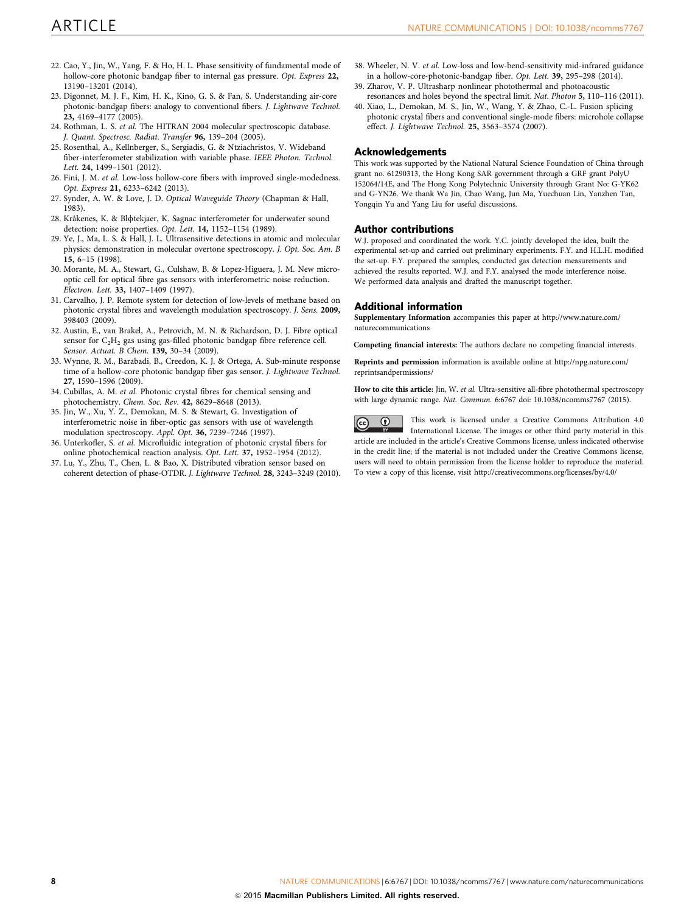22. Cao, Y., Jin, W., Yang, F. & Ho, H. L. Phase sensitivity of fundamental mode of hollow-core photonic bandgap fiber to internal gas pressure. *Opt. Express* **22,** 13190–13201 (2014).
23. Digonnet, M. J. F., Kim, H. K., Kino, G. S. & Fan, S. Understanding air-core photonic-bandgap fibers: analogy to conventional fibers. *J. Lightwave Technol.* **23,** 4169–4177 (2005).
24. Rothman, L. S. *et al.* The HITRAN 2004 molecular spectroscopic database. *J. Quant. Spectrosc. Radiat. Transfer* **96,** 139–204 (2005).
25. Rosenthal, A., Kellnberger, S., Sergiadis, G. & Ntziachristos, V. Wideband fiber-interferometer stabilization with variable phase. *IEEE Photon. Technol. Lett.* **24,** 1499–1501 (2012).
26. Fini, J. M. *et al.* Low-loss hollow-core fibers with improved single-modedness. *Opt. Express* **21,** 6233–6242 (2013).
27. Synder, A. W. & Love, J. D. *Optical Waveguide Theory* (Chapman & Hall, 1983).
28. Kråkenes, K. & Blφtekjaer, K. Sagnac interferometer for underwater sound detection: noise properties. *Opt. Lett.* **14,** 1152–1154 (1989).
29. Ye, J., Ma, L. S. & Hall, J. L. Ultrasensitive detections in atomic and molecular physics: demonstration in molecular overtone spectroscopy. *J. Opt. Soc. Am. B* **15,** 6–15 (1998).
30. Morante, M. A., Stewart, G., Culshaw, B. & Lopez-Higuera, J. M. New micro-optic cell for optical fibre gas sensors with interferometric noise reduction. *Electron. Lett.* **33,** 1407–1409 (1997).
31. Carvalho, J. P. Remote system for detection of low-levels of methane based on photonic crystal fibres and wavelength modulation spectroscopy. *J. Sens.* **2009,** 398403 (2009).
32. Austin, E., van Brakel, A., Petrovich, M. N. & Richardson, D. J. Fibre optical sensor for $C_2H_2$ gas using gas-filled photonic bandgap fibre reference cell. *Sensor. Actuat. B Chem.* **139,** 30–34 (2009).
33. Wynne, R. M., Barabadi, B., Creedon, K. J. & Ortega, A. Sub-minute response time of a hollow-core photonic bandgap fiber gas sensor. *J. Lightwave Technol.* **27,** 1590–1596 (2009).
34. Cubillas, A. M. *et al.* Photonic crystal fibres for chemical sensing and photochemistry. *Chem. Soc. Rev.* **42,** 8629–8648 (2013).
35. Jin, W., Xu, Y. Z., Demokan, M. S. & Stewart, G. Investigation of interferometric noise in fiber-optic gas sensors with use of wavelength modulation spectroscopy. *Appl. Opt.* **36,** 7239–7246 (1997).
36. Unterkofler, S. *et al.* Microfluidic integration of photonic crystal fibers for online photochemical reaction analysis. *Opt. Lett.* **37,** 1952–1954 (2012).
37. Lu, Y., Zhu, T., Chen, L. & Bao, X. Distributed vibration sensor based on coherent detection of phase-OTDR. *J. Lightwave Technol.* **28,** 3243–3249 (2010).
38. Wheeler, N. V. *et al.* Low-loss and low-bend-sensitivity mid-infrared guidance in a hollow-core-photonic-bandgap fiber. *Opt. Lett.* **39,** 295–298 (2014).
39. Zharov, V. P. Ultrasharp nonlinear photothermal and photoacoustic resonances and holes beyond the spectral limit. *Nat. Photon* **5,** 110–116 (2011).
40. Xiao, L., Demokan, M. S., Jin, W., Wang, Y. & Zhao, C.-L. Fusion splicing photonic crystal fibers and conventional single-mode fibers: microhole collapse effect. *J. Lightwave Technol.* **25,** 3563–3574 (2007).

## Acknowledgements

This work was supported by the National Natural Science Foundation of China through grant no. 61290313, the Hong Kong SAR government through a GRF grant PolyU 152064/14E, and The Hong Kong Polytechnic University through Grant No: G-YK62 and G-YN26. We thank Wa Jin, Chao Wang, Jun Ma, Yuechuan Lin, Yanzhen Tan, Yongqin Yu and Yang Liu for useful discussions.

## Author contributions

W.J. proposed and coordinated the work. Y.C. jointly developed the idea, built the experimental set-up and carried out preliminary experiments. F.Y. and H.L.H. modified the set-up. F.Y. prepared the samples, conducted gas detection measurements and achieved the results reported. W.J. and F.Y. analysed the mode interference noise. We performed data analysis and drafted the manuscript together.

## Additional information

**Supplementary Information** accompanies this paper at http://www.nature.com/naturecommunications

**Competing financial interests:** The authors declare no competing financial interests.

**Reprints and permission** information is available online at http://npg.nature.com/reprintsandpermissions/

**How to cite this article:** Jin, W. *et al.* Ultra-sensitive all-fibre photothermal spectroscopy with large dynamic range. *Nat. Commun.* 6:6767 doi: 10.1038/ncomms7767 (2015).

This work is licensed under a Creative Commons Attribution 4.0 International License. The images or other third party material in this article are included in the article's Creative Commons license, unless indicated otherwise in the credit line; if the material is not included under the Creative Commons license, users will need to obtain permission from the license holder to reproduce the material. To view a copy of this license, visit http://creativecommons.org/licenses/by/4.0/